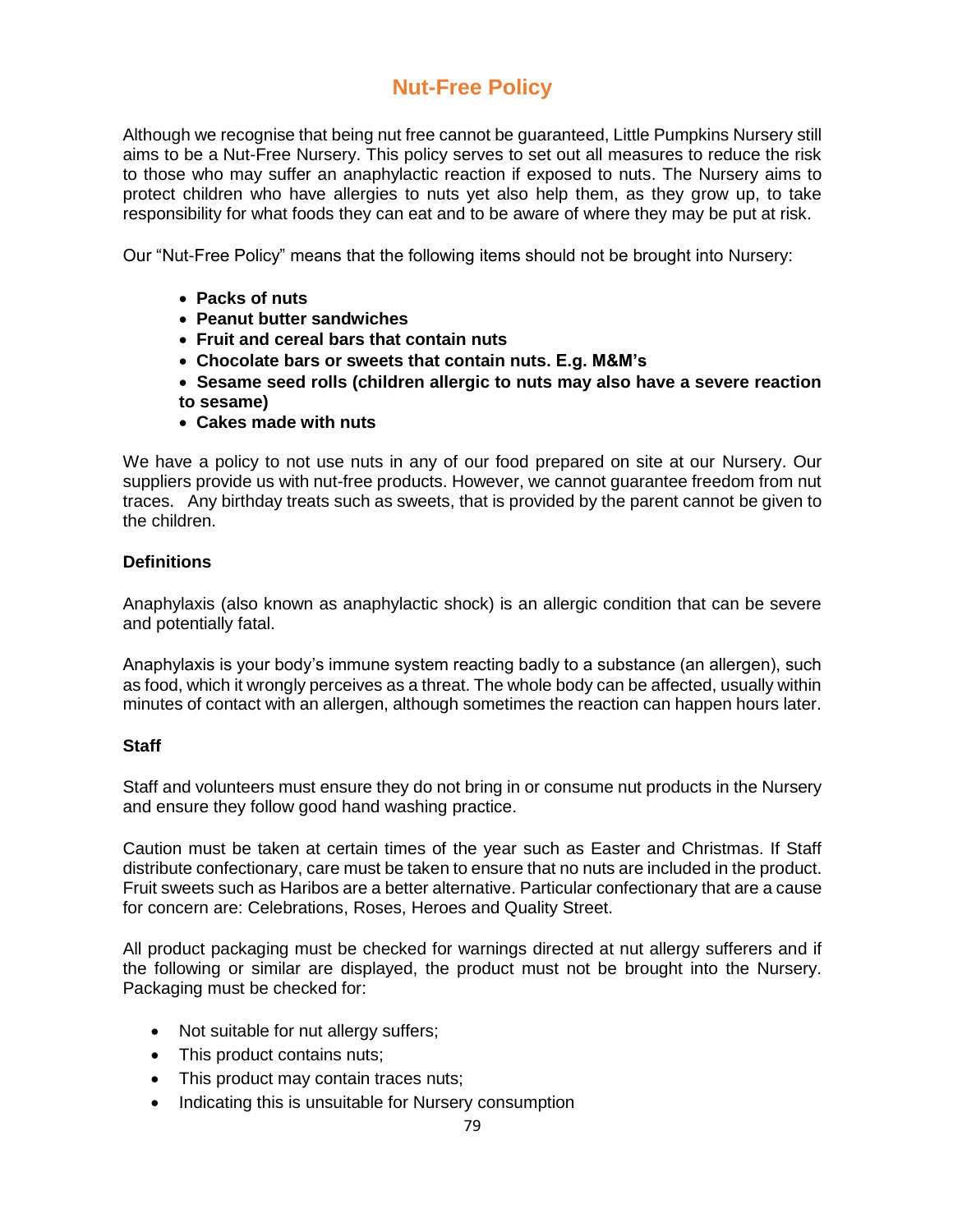# Nut-Free Policy

Although we recognise that being nut free cannot be guaranteed, Little Pumpkins Nursery still aims to be a Nut-Free Nursery. This policy serves to set out all measures to reduce the risk to those who may suffer an anaphylactic reaction if exposed to nuts. The Nursery aims to protect children who have allergies to nuts yet also help them, as they grow up, to take responsibility for what foods they can eat and to be aware of where they may be put at risk.

Our "Nut-Free Policy" means that the following items should not be brought into Nursery:

- **Packs of nuts**
- **Peanut butter sandwiches**
- **Fruit and cereal bars that contain nuts**
- **Chocolate bars or sweets that contain nuts. E.g. M&M's**
- **Sesame seed rolls (children allergic to nuts may also have a severe reaction to sesame)**
- **Cakes made with nuts**

We have a policy to not use nuts in any of our food prepared on site at our Nursery. Our suppliers provide us with nut-free products. However, we cannot guarantee freedom from nut traces. Any birthday treats such as sweets, that is provided by the parent cannot be given to the children.

**Definitions**

Anaphylaxis (also known as anaphylactic shock) is an allergic condition that can be severe and potentially fatal.

Anaphylaxis is your body's immune system reacting badly to a substance (an allergen), such as food, which it wrongly perceives as a threat. The whole body can be affected, usually within minutes of contact with an allergen, although sometimes the reaction can happen hours later.

**Staff**

Staff and volunteers must ensure they do not bring in or consume nut products in the Nursery and ensure they follow good hand washing practice.

Caution must be taken at certain times of the year such as Easter and Christmas. If Staff distribute confectionary, care must be taken to ensure that no nuts are included in the product. Fruit sweets such as Haribos are a better alternative. Particular confectionary that are a cause for concern are: Celebrations, Roses, Heroes and Quality Street.

All product packaging must be checked for warnings directed at nut allergy sufferers and if the following or similar are displayed, the product must not be brought into the Nursery. Packaging must be checked for:

- Not suitable for nut allergy suffers;
- This product contains nuts;
- This product may contain traces nuts;
- Indicating this is unsuitable for Nursery consumption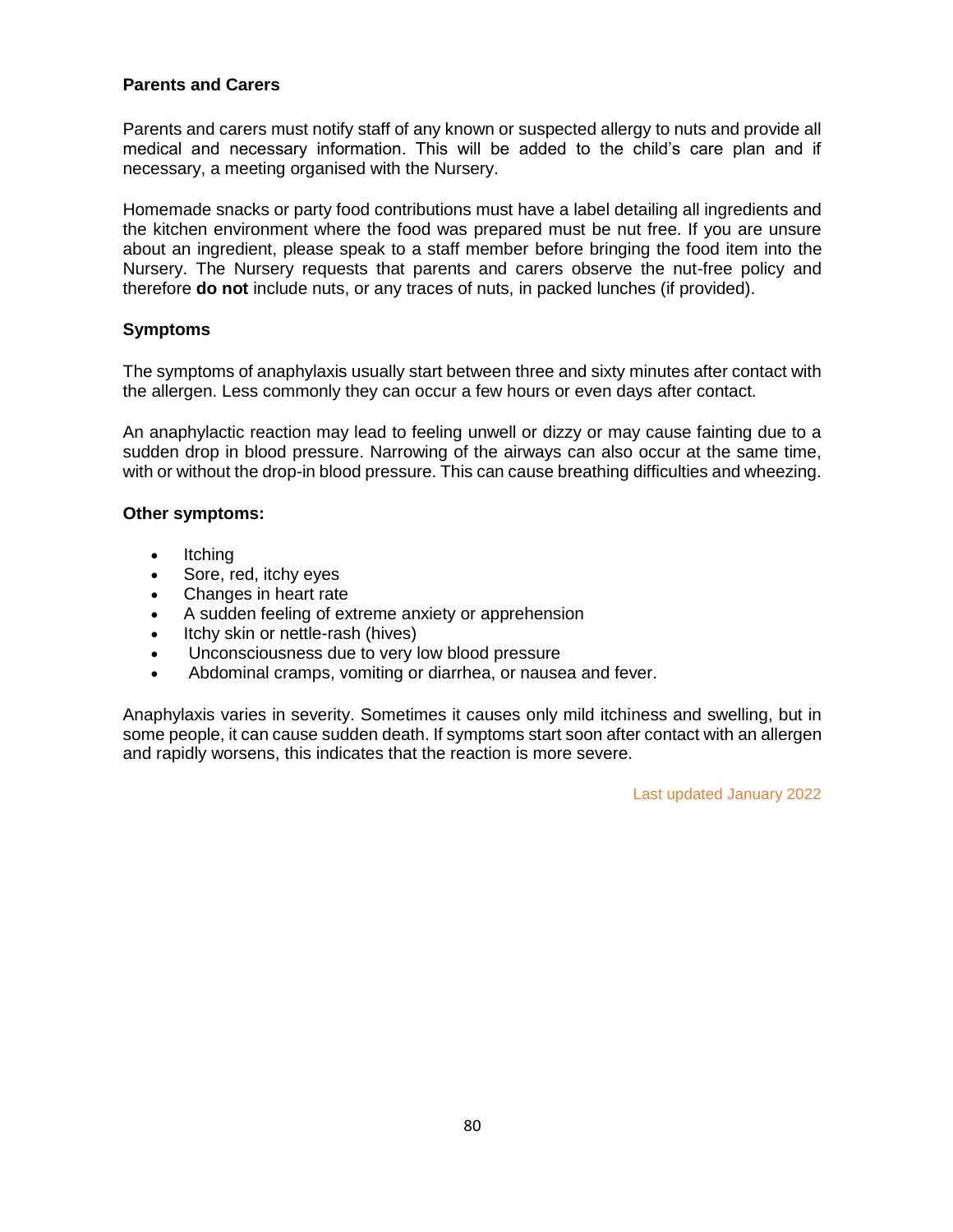**Parents and Carers**

Parents and carers must notify staff of any known or suspected allergy to nuts and provide all medical and necessary information. This will be added to the child's care plan and if necessary, a meeting organised with the Nursery.

Homemade snacks or party food contributions must have a label detailing all ingredients and the kitchen environment where the food was prepared must be nut free. If you are unsure about an ingredient, please speak to a staff member before bringing the food item into the Nursery. The Nursery requests that parents and carers observe the nut-free policy and therefore **do not** include nuts, or any traces of nuts, in packed lunches (if provided).

**Symptoms**

The symptoms of anaphylaxis usually start between three and sixty minutes after contact with the allergen. Less commonly they can occur a few hours or even days after contact.

An anaphylactic reaction may lead to feeling unwell or dizzy or may cause fainting due to a sudden drop in blood pressure. Narrowing of the airways can also occur at the same time, with or without the drop-in blood pressure. This can cause breathing difficulties and wheezing.

**Other symptoms:**

- Itching
- Sore, red, itchy eyes
- Changes in heart rate
- A sudden feeling of extreme anxiety or apprehension
- Itchy skin or nettle-rash (hives)
- Unconsciousness due to very low blood pressure
- Abdominal cramps, vomiting or diarrhea, or nausea and fever.

Anaphylaxis varies in severity. Sometimes it causes only mild itchiness and swelling, but in some people, it can cause sudden death. If symptoms start soon after contact with an allergen and rapidly worsens, this indicates that the reaction is more severe.

Last updated January 2022